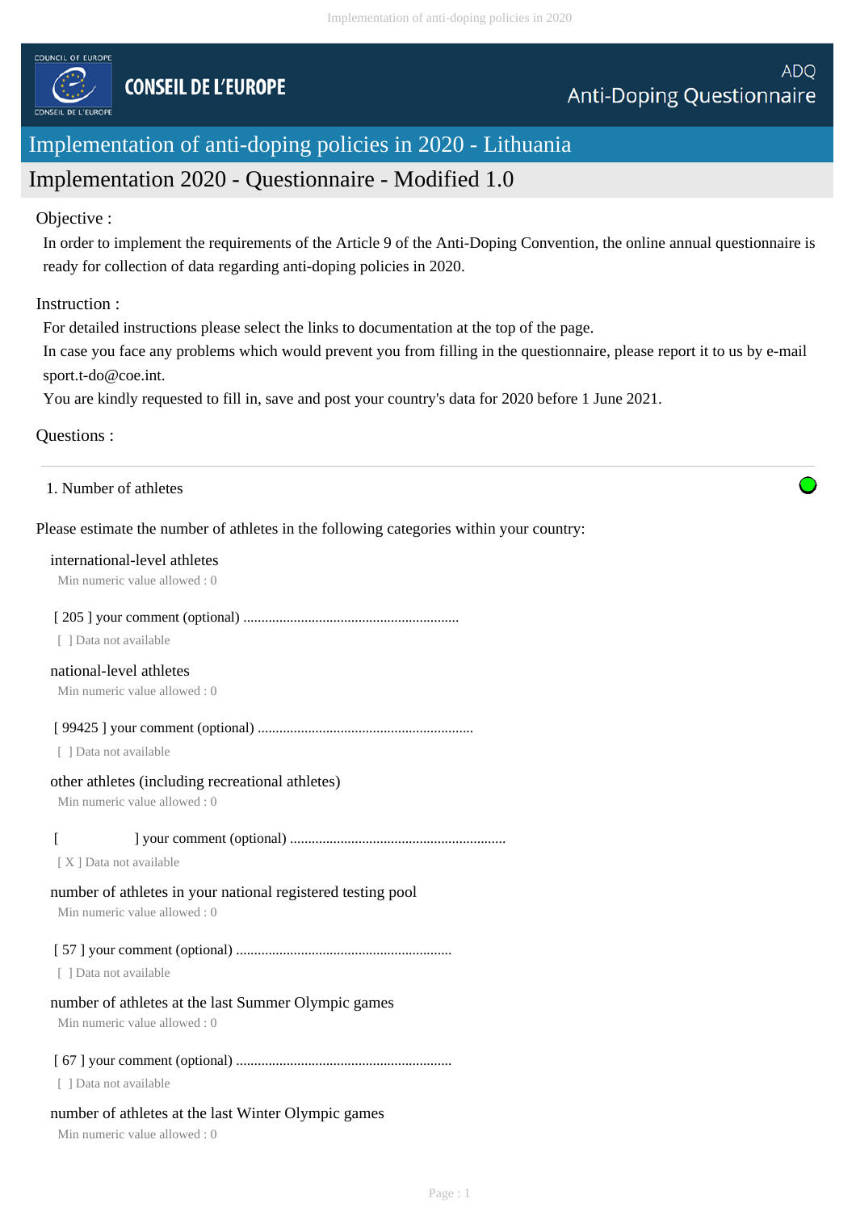COUNCIL OF EUROPE

CONSEIL DE L'EUROPE

ADQ

Anti-Doping Questionnaire

# Implementation of anti-doping policies in 2020 - Lithuania

## Implementation 2020 - Questionnaire - Modified 1.0

Objective :

In order to implement the requirements of the Article 9 of the Anti-Doping Convention, the online annual questionnaire is ready for collection of data regarding anti-doping policies in 2020.

Instruction :

For detailed instructions please select the links to documentation at the top of the page.

In case you face any problems which would prevent you from filling in the questionnaire, please report it to us by e-mail sport.t-do@coe.int.

You are kindly requested to fill in, save and post your country's data for 2020 before 1 June 2021.

Questions :

---

1. Number of athletes

Please estimate the number of athletes in the following categories within your country:

international-level athletes

Min numeric value allowed : 0

[ 205 ] your comment (optional) ............................................................

[ ] Data not available

national-level athletes

Min numeric value allowed : 0

[ 99425 ] your comment (optional) ............................................................

[ ] Data not available

other athletes (including recreational athletes)

Min numeric value allowed : 0

[ ] your comment (optional) ............................................................

[ X ] Data not available

number of athletes in your national registered testing pool

Min numeric value allowed : 0

[ 57 ] your comment (optional) ............................................................

[ ] Data not available

number of athletes at the last Summer Olympic games

Min numeric value allowed : 0

[ 67 ] your comment (optional) ............................................................

[ ] Data not available

number of athletes at the last Winter Olympic games

Min numeric value allowed : 0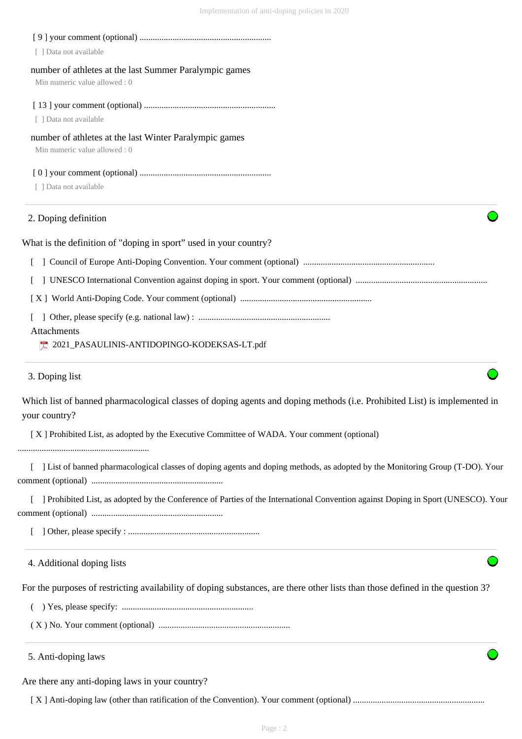[ 9 ] your comment (optional) ............................................................

[ ] Data not available

number of athletes at the last Summer Paralympic games

Min numeric value allowed : 0

[ 13 ] your comment (optional) ............................................................

[ ] Data not available

number of athletes at the last Winter Paralympic games

Min numeric value allowed : 0

[ 0 ] your comment (optional) ............................................................

[ ] Data not available

## 2. Doping definition

What is the definition of "doping in sport" used in your country?

[ ] Council of Europe Anti-Doping Convention. Your comment (optional) ............................................................

[ ] UNESCO International Convention against doping in sport. Your comment (optional) ............................................................

[ X ] World Anti-Doping Code. Your comment (optional) ............................................................

[ ] Other, please specify (e.g. national law) : ............................................................

Attachments

2021_PASAULINIS-ANTIDOPINGO-KODEKSAS-LT.pdf

## 3. Doping list

Which list of banned pharmacological classes of doping agents and doping methods (i.e. Prohibited List) is implemented in your country?

[ X ] Prohibited List, as adopted by the Executive Committee of WADA. Your comment (optional) ............................................................

[ ] List of banned pharmacological classes of doping agents and doping methods, as adopted by the Monitoring Group (T-DO). Your comment (optional) ............................................................

[ ] Prohibited List, as adopted by the Conference of Parties of the International Convention against Doping in Sport (UNESCO). Your comment (optional) ............................................................

[ ] Other, please specify : ............................................................

## 4. Additional doping lists

For the purposes of restricting availability of doping substances, are there other lists than those defined in the question 3?

( ) Yes, please specify: ............................................................

( X ) No. Your comment (optional) ............................................................

## 5. Anti-doping laws

Are there any anti-doping laws in your country?

[ X ] Anti-doping law (other than ratification of the Convention). Your comment (optional) ............................................................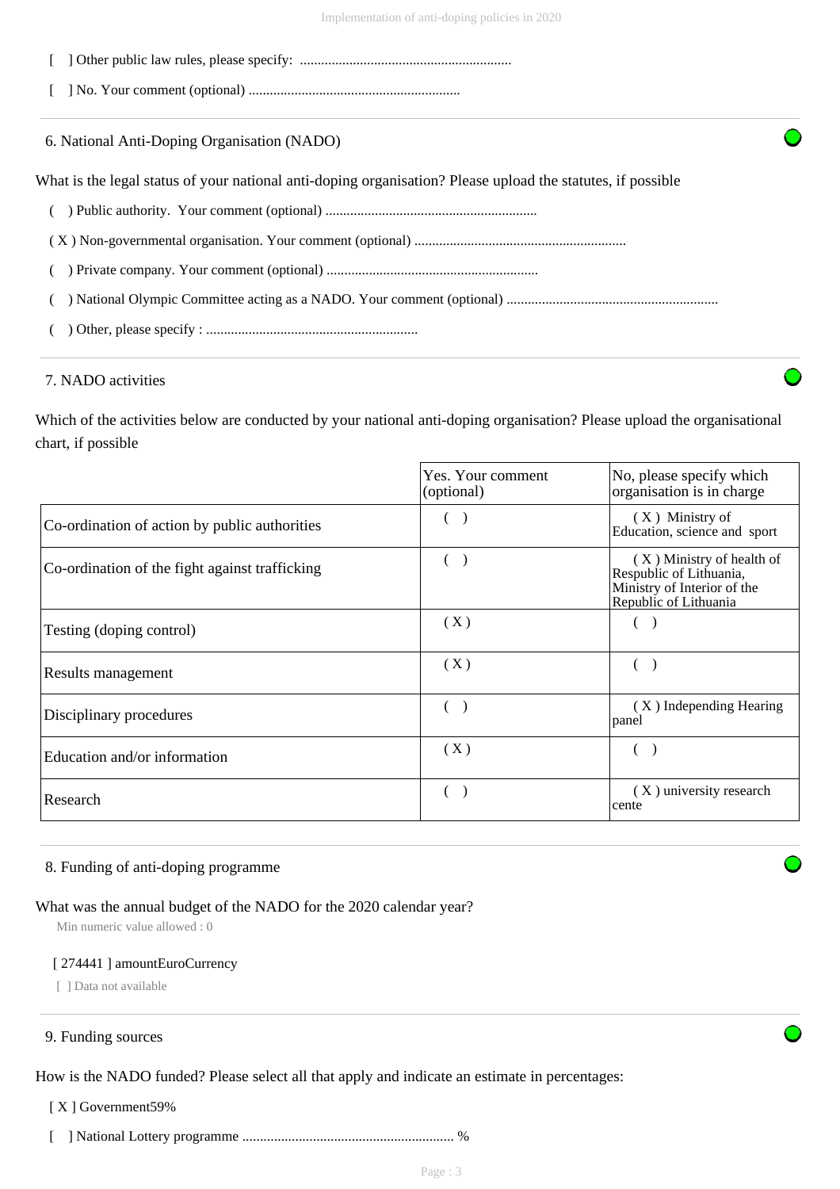[ ] Other public law rules, please specify: ............................................................

[ ] No. Your comment (optional) ............................................................

### 6. National Anti-Doping Organisation (NADO)

What is the legal status of your national anti-doping organisation? Please upload the statutes, if possible

( ) Public authority. Your comment (optional) ............................................................

( X ) Non-governmental organisation. Your comment (optional) ............................................................

( ) Private company. Your comment (optional) ............................................................

( ) National Olympic Committee acting as a NADO. Your comment (optional) ............................................................

( ) Other, please specify : ............................................................

### 7. NADO activities

Which of the activities below are conducted by your national anti-doping organisation? Please upload the organisational chart, if possible

| | Yes. Your comment (optional) | No, please specify which organisation is in charge |
|---|---|---|
| Co-ordination of action by public authorities | ( ) | ( X ) Ministry of Education, science and sport |
| Co-ordination of the fight against trafficking | ( ) | ( X ) Ministry of health of Respublic of Lithuania, Ministry of Interior of the Republic of Lithuania |
| Testing (doping control) | ( X ) | ( ) |
| Results management | ( X ) | ( ) |
| Disciplinary procedures | ( ) | ( X ) Independing Hearing panel |
| Education and/or information | ( X ) | ( ) |
| Research | ( ) | ( X ) university research cente |

### 8. Funding of anti-doping programme

What was the annual budget of the NADO for the 2020 calendar year?

Min numeric value allowed : 0

[ 274441 ] amountEuroCurrency

[ ] Data not available

### 9. Funding sources

How is the NADO funded? Please select all that apply and indicate an estimate in percentages:

[ X ] Government59%

[ ] National Lottery programme ............................................................ %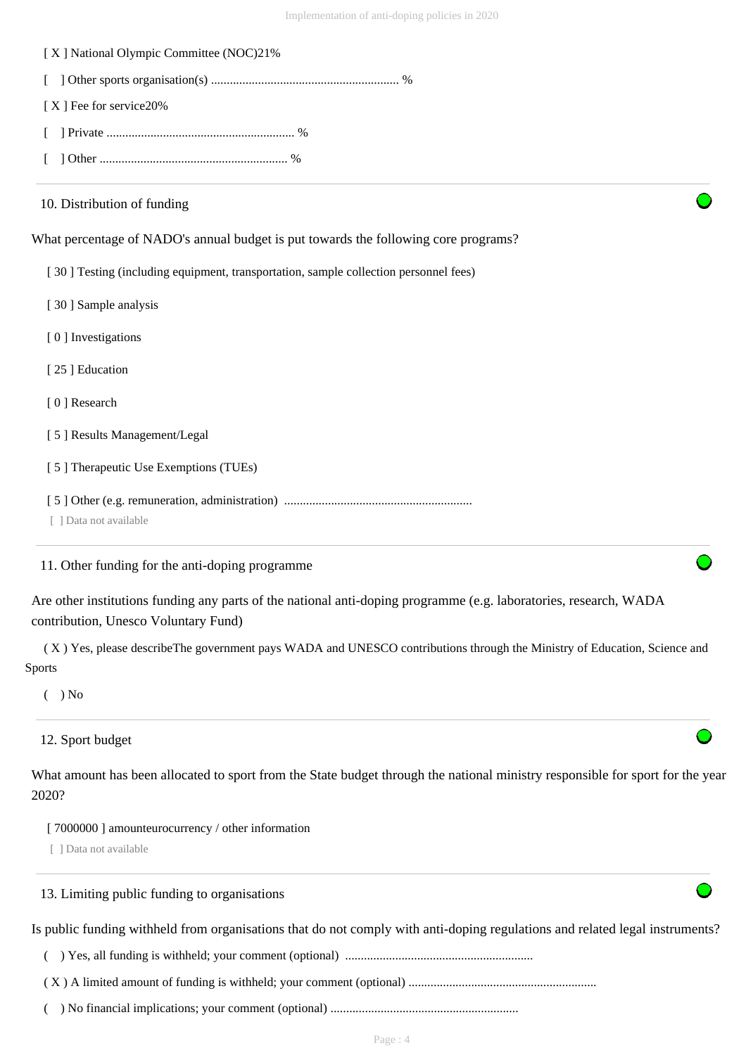[ X ] National Olympic Committee (NOC)21%

[ ] Other sports organisation(s) ........................................................... %

[ X ] Fee for service20%

[ ] Private ........................................................... %

[ ] Other ........................................................... %

## 10. Distribution of funding

What percentage of NADO's annual budget is put towards the following core programs?

[ 30 ] Testing (including equipment, transportation, sample collection personnel fees)

[ 30 ] Sample analysis

[ 0 ] Investigations

[ 25 ] Education

[ 0 ] Research

[ 5 ] Results Management/Legal

[ 5 ] Therapeutic Use Exemptions (TUEs)

[ 5 ] Other (e.g. remuneration, administration) ...........................................................

[ ] Data not available

## 11. Other funding for the anti-doping programme

Are other institutions funding any parts of the national anti-doping programme (e.g. laboratories, research, WADA contribution, Unesco Voluntary Fund)

( X ) Yes, please describeThe government pays WADA and UNESCO contributions through the Ministry of Education, Science and Sports

( ) No

## 12. Sport budget

What amount has been allocated to sport from the State budget through the national ministry responsible for sport for the year 2020?

[ 7000000 ] amounteurocurrency / other information

[ ] Data not available

## 13. Limiting public funding to organisations

Is public funding withheld from organisations that do not comply with anti-doping regulations and related legal instruments?

( ) Yes, all funding is withheld; your comment (optional) ...........................................................

( X ) A limited amount of funding is withheld; your comment (optional) ...........................................................

( ) No financial implications; your comment (optional) ...........................................................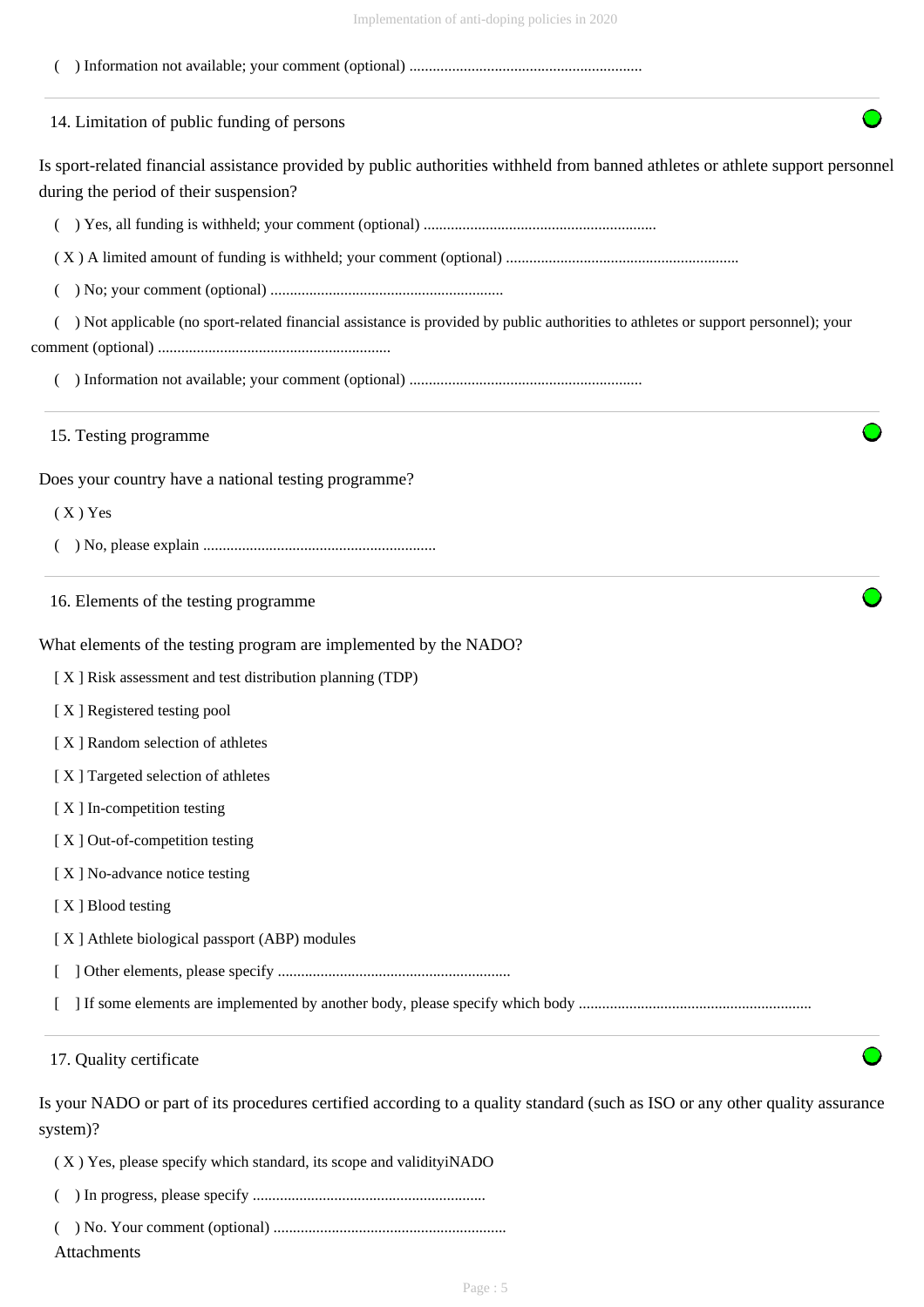( ) Information not available; your comment (optional) ............................................................

## 14. Limitation of public funding of persons

Is sport-related financial assistance provided by public authorities withheld from banned athletes or athlete support personnel during the period of their suspension?

( ) Yes, all funding is withheld; your comment (optional) ............................................................

( X ) A limited amount of funding is withheld; your comment (optional) ............................................................

( ) No; your comment (optional) ............................................................

( ) Not applicable (no sport-related financial assistance is provided by public authorities to athletes or support personnel); your comment (optional) ............................................................

( ) Information not available; your comment (optional) ............................................................

## 15. Testing programme

Does your country have a national testing programme?

( X ) Yes

( ) No, please explain ............................................................

## 16. Elements of the testing programme

What elements of the testing program are implemented by the NADO?

[ X ] Risk assessment and test distribution planning (TDP)

[ X ] Registered testing pool

[ X ] Random selection of athletes

[ X ] Targeted selection of athletes

[ X ] In-competition testing

[ X ] Out-of-competition testing

[ X ] No-advance notice testing

[ X ] Blood testing

[ X ] Athlete biological passport (ABP) modules

[ ] Other elements, please specify ............................................................

[ ] If some elements are implemented by another body, please specify which body ............................................................

## 17. Quality certificate

Is your NADO or part of its procedures certified according to a quality standard (such as ISO or any other quality assurance system)?

( X ) Yes, please specify which standard, its scope and validityiNADO

( ) In progress, please specify ............................................................

( ) No. Your comment (optional) ............................................................

Attachments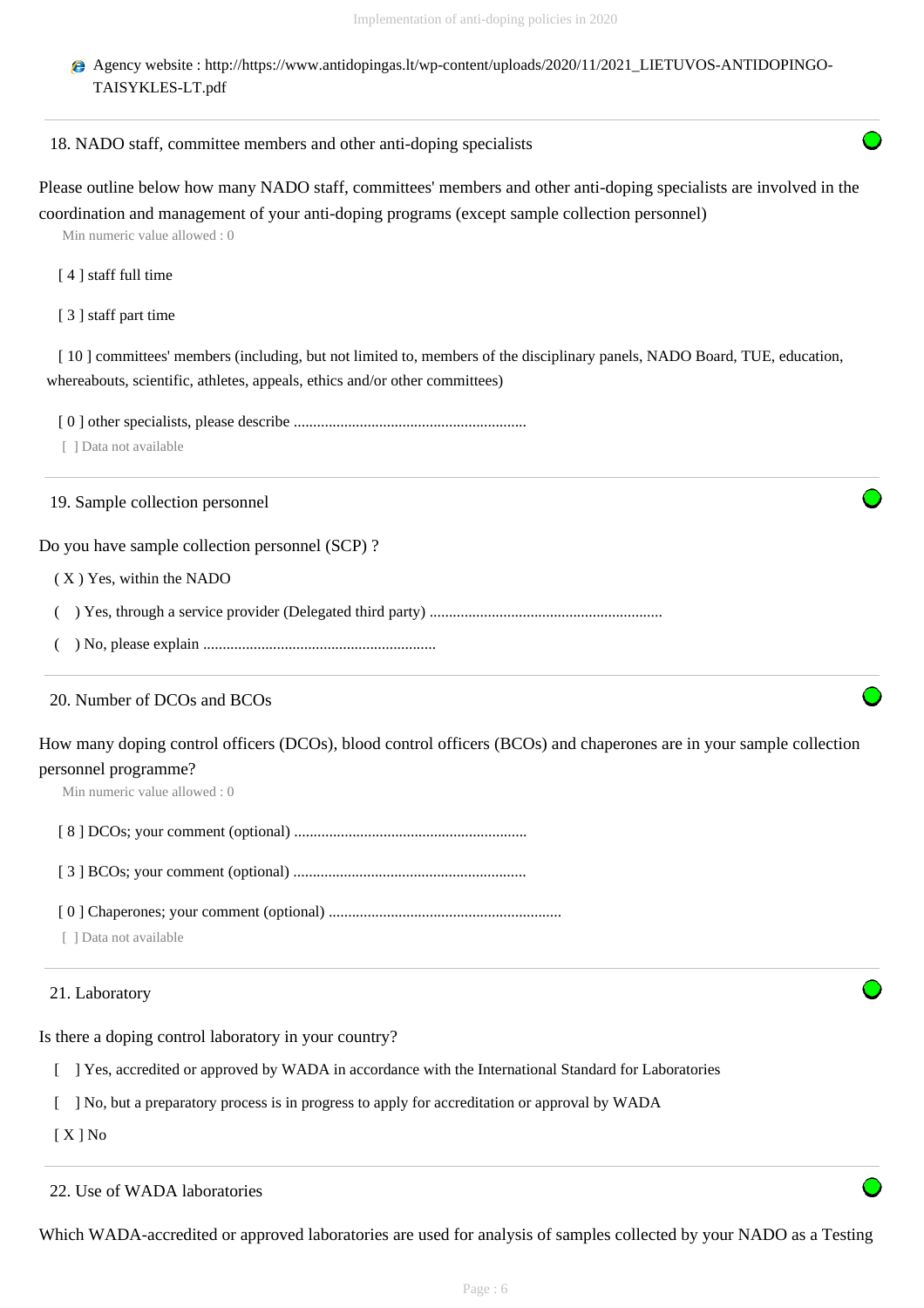Agency website : http://https://www.antidopingas.lt/wp-content/uploads/2020/11/2021_LIETUVOS-ANTIDOPINGO-TAISYKLES-LT.pdf

---

## 18. NADO staff, committee members and other anti-doping specialists

Please outline below how many NADO staff, committees' members and other anti-doping specialists are involved in the coordination and management of your anti-doping programs (except sample collection personnel)

Min numeric value allowed : 0

[ 4 ] staff full time

[ 3 ] staff part time

[ 10 ] committees' members (including, but not limited to, members of the disciplinary panels, NADO Board, TUE, education, whereabouts, scientific, athletes, appeals, ethics and/or other committees)

[ 0 ] other specialists, please describe ............................................................

[ ] Data not available

---

## 19. Sample collection personnel

Do you have sample collection personnel (SCP) ?

( X ) Yes, within the NADO

( ) Yes, through a service provider (Delegated third party) ............................................................

( ) No, please explain ............................................................

---

## 20. Number of DCOs and BCOs

How many doping control officers (DCOs), blood control officers (BCOs) and chaperones are in your sample collection personnel programme?

Min numeric value allowed : 0

[ 8 ] DCOs; your comment (optional) ............................................................

[ 3 ] BCOs; your comment (optional) ............................................................

[ 0 ] Chaperones; your comment (optional) ............................................................

[ ] Data not available

---

## 21. Laboratory

Is there a doping control laboratory in your country?

[ ] Yes, accredited or approved by WADA in accordance with the International Standard for Laboratories

[ ] No, but a preparatory process is in progress to apply for accreditation or approval by WADA

[ X ] No

---

## 22. Use of WADA laboratories

Which WADA-accredited or approved laboratories are used for analysis of samples collected by your NADO as a Testing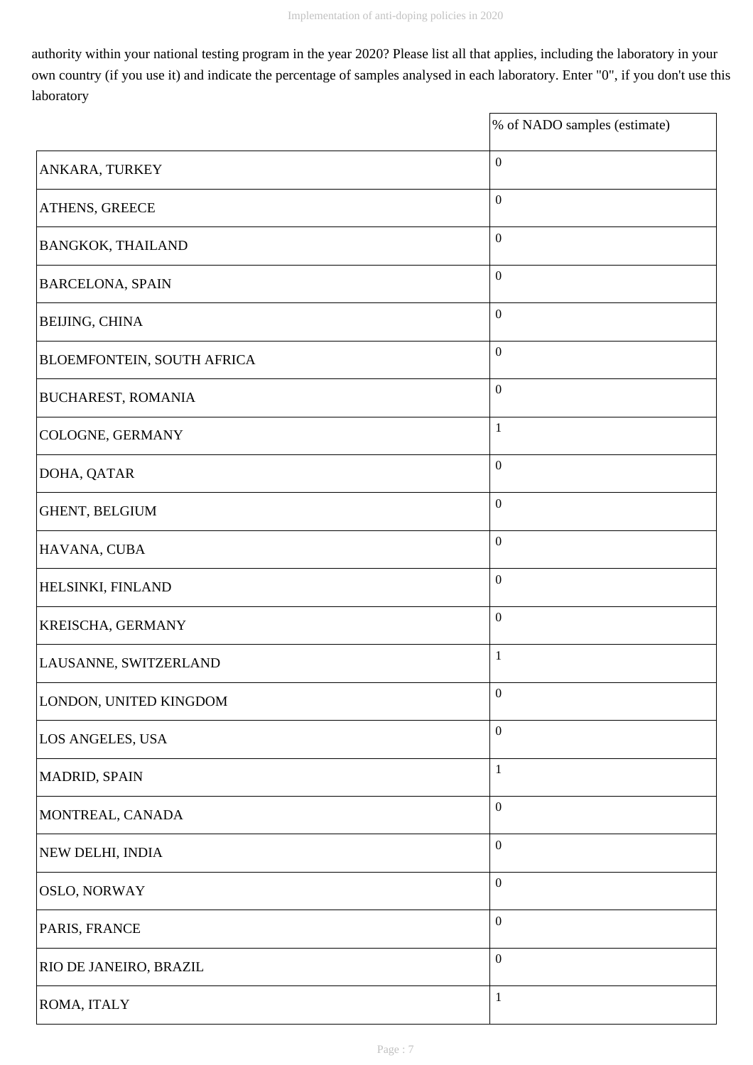authority within your national testing program in the year 2020? Please list all that applies, including the laboratory in your own country (if you use it) and indicate the percentage of samples analysed in each laboratory. Enter "0", if you don't use this laboratory

| | % of NADO samples (estimate) |
|---|---|
| ANKARA, TURKEY | 0 |
| ATHENS, GREECE | 0 |
| BANGKOK, THAILAND | 0 |
| BARCELONA, SPAIN | 0 |
| BEIJING, CHINA | 0 |
| BLOEMFONTEIN, SOUTH AFRICA | 0 |
| BUCHAREST, ROMANIA | 0 |
| COLOGNE, GERMANY | 1 |
| DOHA, QATAR | 0 |
| GHENT, BELGIUM | 0 |
| HAVANA, CUBA | 0 |
| HELSINKI, FINLAND | 0 |
| KREISCHA, GERMANY | 0 |
| LAUSANNE, SWITZERLAND | 1 |
| LONDON, UNITED KINGDOM | 0 |
| LOS ANGELES, USA | 0 |
| MADRID, SPAIN | 1 |
| MONTREAL, CANADA | 0 |
| NEW DELHI, INDIA | 0 |
| OSLO, NORWAY | 0 |
| PARIS, FRANCE | 0 |
| RIO DE JANEIRO, BRAZIL | 0 |
| ROMA, ITALY | 1 |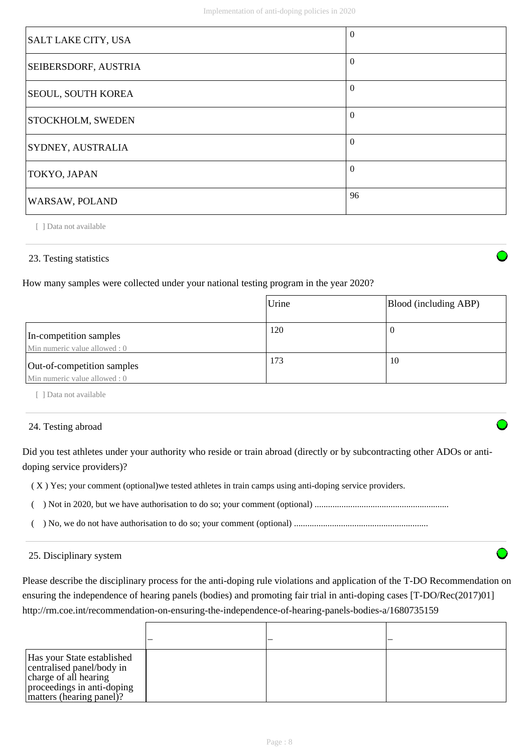| | |
|---|---|
| SALT LAKE CITY, USA | 0 |
| SEIBERSDORF, AUSTRIA | 0 |
| SEOUL, SOUTH KOREA | 0 |
| STOCKHOLM, SWEDEN | 0 |
| SYDNEY, AUSTRALIA | 0 |
| TOKYO, JAPAN | 0 |
| WARSAW, POLAND | 96 |

[ ] Data not available

## 23. Testing statistics

How many samples were collected under your national testing program in the year 2020?

| | Urine | Blood (including ABP) |
|---|---|---|
| In-competition samples<br>Min numeric value allowed : 0 | 120 | 0 |
| Out-of-competition samples<br>Min numeric value allowed : 0 | 173 | 10 |

[ ] Data not available

## 24. Testing abroad

Did you test athletes under your authority who reside or train abroad (directly or by subcontracting other ADOs or anti-doping service providers)?

( X ) Yes; your comment (optional)we tested athletes in train camps using anti-doping service providers.

( ) Not in 2020, but we have authorisation to do so; your comment (optional) ...........................................................

( ) No, we do not have authorisation to do so; your comment (optional) ...........................................................

## 25. Disciplinary system

Please describe the disciplinary process for the anti-doping rule violations and application of the T-DO Recommendation on ensuring the independence of hearing panels (bodies) and promoting fair trial in anti-doping cases [T-DO/Rec(2017)01] http://rm.coe.int/recommendation-on-ensuring-the-independence-of-hearing-panels-bodies-a/1680735159

| | – | – | – |
|---|---|---|---|
| Has your State established centralised panel/body in charge of all hearing proceedings in anti-doping matters (hearing panel)? | | | |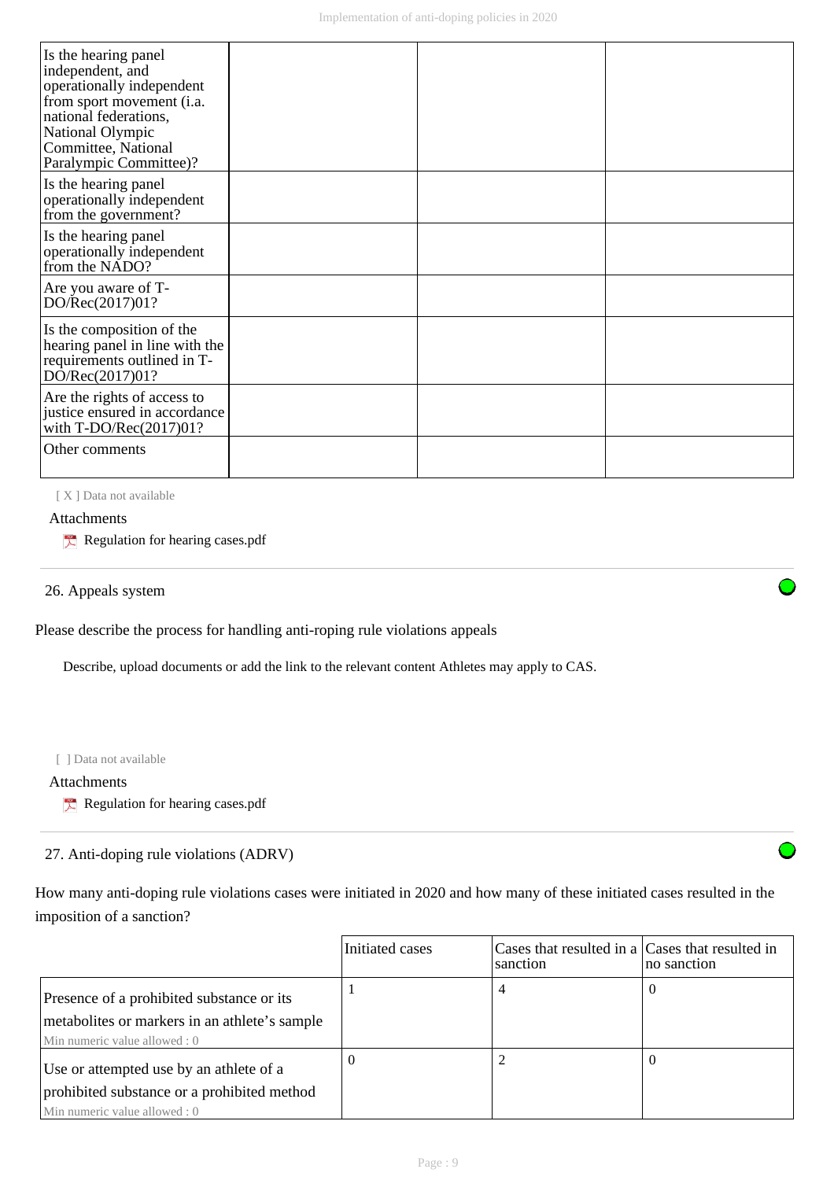| Is the hearing panel independent, and operationally independent from sport movement (i.a. national federations, National Olympic Committee, National Paralympic Committee)? | | | |
|---|---|---|---|
| Is the hearing panel operationally independent from the government? | | | |
| Is the hearing panel operationally independent from the NADO? | | | |
| Are you aware of T-DO/Rec(2017)01? | | | |
| Is the composition of the hearing panel in line with the requirements outlined in T-DO/Rec(2017)01? | | | |
| Are the rights of access to justice ensured in accordance with T-DO/Rec(2017)01? | | | |
| Other comments | | | |

[ X ] Data not available

Attachments

- Regulation for hearing cases.pdf

## 26. Appeals system

Please describe the process for handling anti-roping rule violations appeals

Describe, upload documents or add the link to the relevant content Athletes may apply to CAS.

[ ] Data not available

Attachments

- Regulation for hearing cases.pdf

## 27. Anti-doping rule violations (ADRV)

How many anti-doping rule violations cases were initiated in 2020 and how many of these initiated cases resulted in the imposition of a sanction?

| | Initiated cases | Cases that resulted in a sanction | Cases that resulted in no sanction |
|---|---|---|---|
| Presence of a prohibited substance or its metabolites or markers in an athlete's sample<br>Min numeric value allowed : 0 | 1 | 4 | 0 |
| Use or attempted use by an athlete of a prohibited substance or a prohibited method<br>Min numeric value allowed : 0 | 0 | 2 | 0 |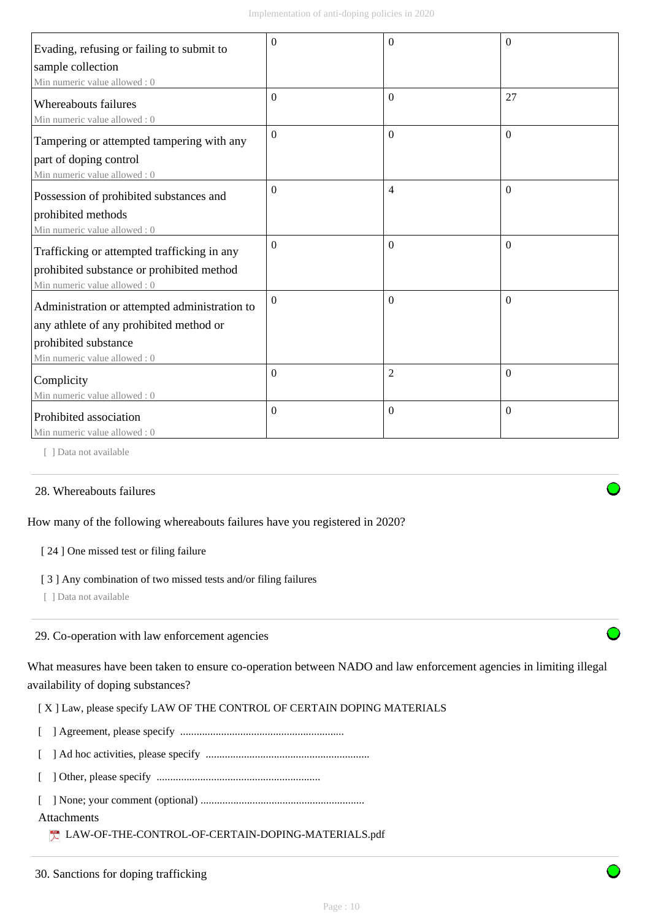| | | | |
|---|---|---|---|
| Evading, refusing or failing to submit to sample collection<br>Min numeric value allowed : 0 | 0 | 0 | 0 |
| Whereabouts failures<br>Min numeric value allowed : 0 | 0 | 0 | 27 |
| Tampering or attempted tampering with any part of doping control<br>Min numeric value allowed : 0 | 0 | 0 | 0 |
| Possession of prohibited substances and prohibited methods<br>Min numeric value allowed : 0 | 0 | 4 | 0 |
| Trafficking or attempted trafficking in any prohibited substance or prohibited method<br>Min numeric value allowed : 0 | 0 | 0 | 0 |
| Administration or attempted administration to any athlete of any prohibited method or prohibited substance<br>Min numeric value allowed : 0 | 0 | 0 | 0 |
| Complicity<br>Min numeric value allowed : 0 | 0 | 2 | 0 |
| Prohibited association<br>Min numeric value allowed : 0 | 0 | 0 | 0 |

[ ] Data not available

## 28. Whereabouts failures

How many of the following whereabouts failures have you registered in 2020?

[ 24 ] One missed test or filing failure

[ 3 ] Any combination of two missed tests and/or filing failures

[ ] Data not available

## 29. Co-operation with law enforcement agencies

What measures have been taken to ensure co-operation between NADO and law enforcement agencies in limiting illegal availability of doping substances?

[ X ] Law, please specify LAW OF THE CONTROL OF CERTAIN DOPING MATERIALS

[ ] Agreement, please specify ...........................................................

[ ] Ad hoc activities, please specify ...........................................................

[ ] Other, please specify ...........................................................

[ ] None; your comment (optional) ...........................................................

Attachments

LAW-OF-THE-CONTROL-OF-CERTAIN-DOPING-MATERIALS.pdf

## 30. Sanctions for doping trafficking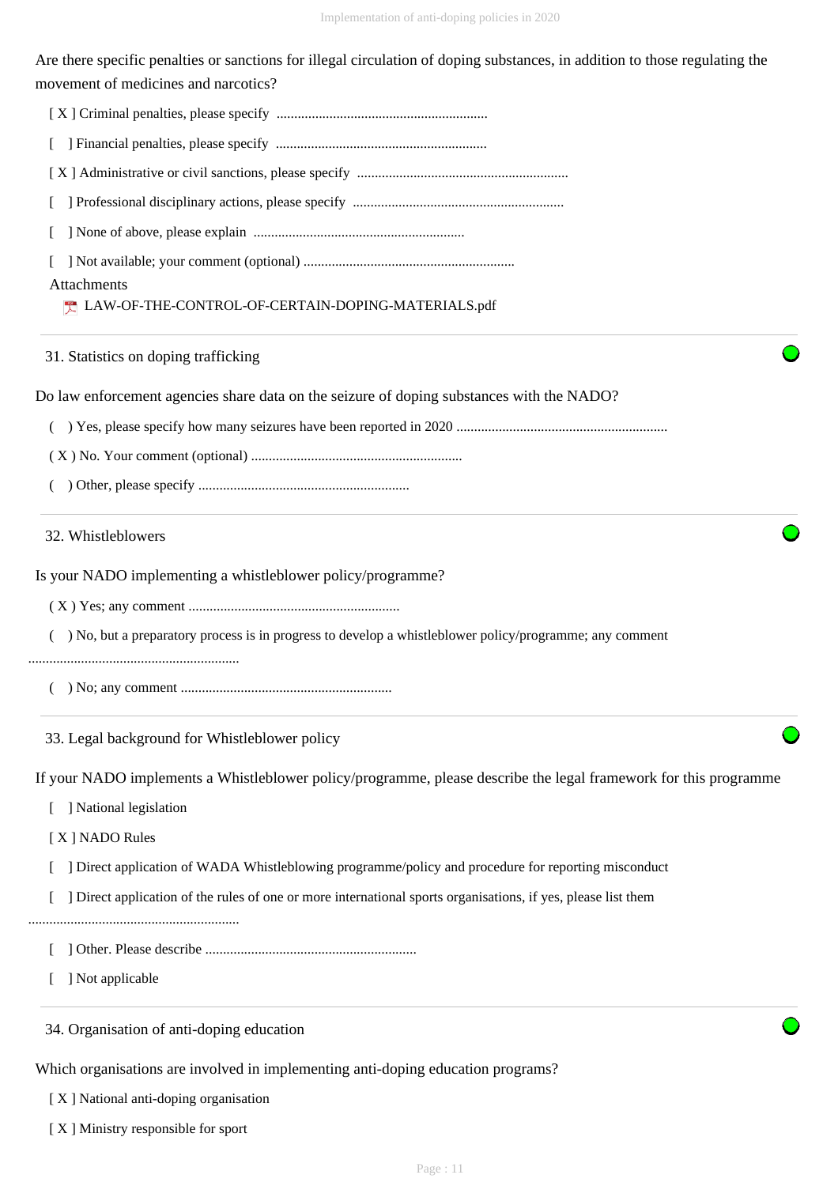Are there specific penalties or sanctions for illegal circulation of doping substances, in addition to those regulating the movement of medicines and narcotics?

[ X ] Criminal penalties, please specify ............................................................

[ ] Financial penalties, please specify ............................................................

[ X ] Administrative or civil sanctions, please specify ............................................................

[ ] Professional disciplinary actions, please specify ............................................................

[ ] None of above, please explain ............................................................

[ ] Not available; your comment (optional) ............................................................

Attachments

LAW-OF-THE-CONTROL-OF-CERTAIN-DOPING-MATERIALS.pdf

## 31. Statistics on doping trafficking

Do law enforcement agencies share data on the seizure of doping substances with the NADO?

( ) Yes, please specify how many seizures have been reported in 2020 ............................................................

( X ) No. Your comment (optional) ............................................................

( ) Other, please specify ............................................................

## 32. Whistleblowers

Is your NADO implementing a whistleblower policy/programme?

( X ) Yes; any comment ............................................................

( ) No, but a preparatory process is in progress to develop a whistleblower policy/programme; any comment ............................................................

( ) No; any comment ............................................................

## 33. Legal background for Whistleblower policy

If your NADO implements a Whistleblower policy/programme, please describe the legal framework for this programme

[ ] National legislation

[ X ] NADO Rules

[ ] Direct application of WADA Whistleblowing programme/policy and procedure for reporting misconduct

[ ] Direct application of the rules of one or more international sports organisations, if yes, please list them ............................................................

[ ] Other. Please describe ............................................................

[ ] Not applicable

## 34. Organisation of anti-doping education

Which organisations are involved in implementing anti-doping education programs?

[ X ] National anti-doping organisation

[ X ] Ministry responsible for sport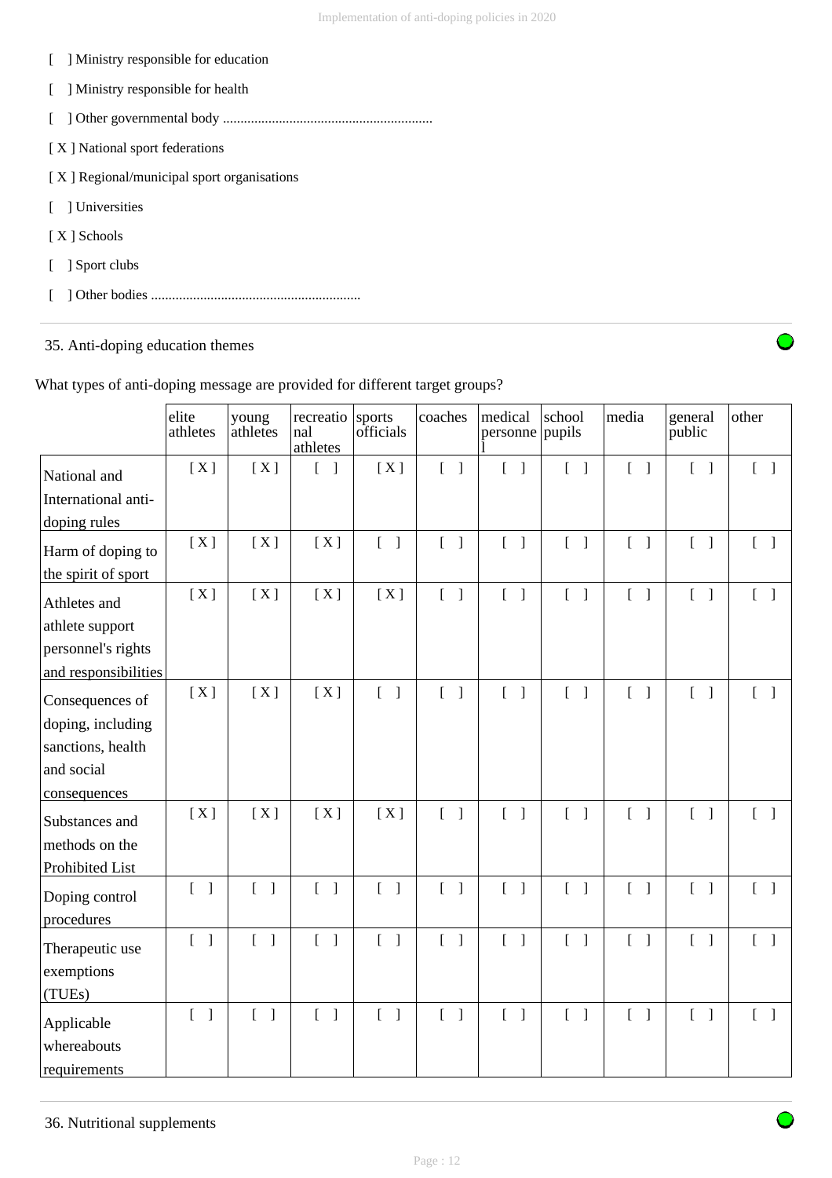[ ] Ministry responsible for education

[ ] Ministry responsible for health

[ ] Other governmental body ............................................................

[ X ] National sport federations

[ X ] Regional/municipal sport organisations

[ ] Universities

[ X ] Schools

[ ] Sport clubs

[ ] Other bodies ............................................................

---

35. Anti-doping education themes

What types of anti-doping message are provided for different target groups?

| | elite athletes | young athletes | recreational athletes | sports officials | coaches | medical personnel | school pupils | media | general public | other |
|---|---|---|---|---|---|---|---|---|---|---|
| National and International anti-doping rules | [ X ] | [ X ] | [ ] | [ X ] | [ ] | [ ] | [ ] | [ ] | [ ] | [ ] |
| Harm of doping to the spirit of sport | [ X ] | [ X ] | [ X ] | [ ] | [ ] | [ ] | [ ] | [ ] | [ ] | [ ] |
| Athletes and athlete support personnel's rights and responsibilities | [ X ] | [ X ] | [ X ] | [ X ] | [ ] | [ ] | [ ] | [ ] | [ ] | [ ] |
| Consequences of doping, including sanctions, health and social consequences | [ X ] | [ X ] | [ X ] | [ ] | [ ] | [ ] | [ ] | [ ] | [ ] | [ ] |
| Substances and methods on the Prohibited List | [ X ] | [ X ] | [ X ] | [ X ] | [ ] | [ ] | [ ] | [ ] | [ ] | [ ] |
| Doping control procedures | [ ] | [ ] | [ ] | [ ] | [ ] | [ ] | [ ] | [ ] | [ ] | [ ] |
| Therapeutic use exemptions (TUEs) | [ ] | [ ] | [ ] | [ ] | [ ] | [ ] | [ ] | [ ] | [ ] | [ ] |
| Applicable whereabouts requirements | [ ] | [ ] | [ ] | [ ] | [ ] | [ ] | [ ] | [ ] | [ ] | [ ] |

---

36. Nutritional supplements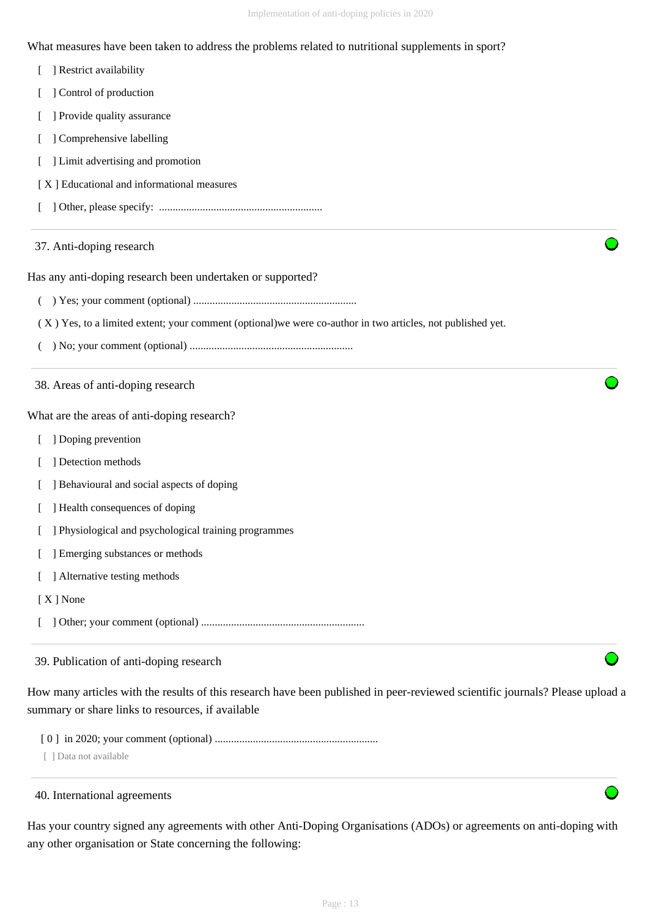What measures have been taken to address the problems related to nutritional supplements in sport?

[ ] Restrict availability

[ ] Control of production

[ ] Provide quality assurance

[ ] Comprehensive labelling

[ ] Limit advertising and promotion

[ X ] Educational and informational measures

[ ] Other, please specify: ............................................................

## 37. Anti-doping research

Has any anti-doping research been undertaken or supported?

( ) Yes; your comment (optional) ............................................................

( X ) Yes, to a limited extent; your comment (optional)we were co-author in two articles, not published yet.

( ) No; your comment (optional) ............................................................

## 38. Areas of anti-doping research

What are the areas of anti-doping research?

[ ] Doping prevention

[ ] Detection methods

[ ] Behavioural and social aspects of doping

[ ] Health consequences of doping

[ ] Physiological and psychological training programmes

[ ] Emerging substances or methods

[ ] Alternative testing methods

[ X ] None

[ ] Other; your comment (optional) ............................................................

## 39. Publication of anti-doping research

How many articles with the results of this research have been published in peer-reviewed scientific journals? Please upload a summary or share links to resources, if available

[ 0 ] in 2020; your comment (optional) ............................................................

[ ] Data not available

## 40. International agreements

Has your country signed any agreements with other Anti-Doping Organisations (ADOs) or agreements on anti-doping with any other organisation or State concerning the following: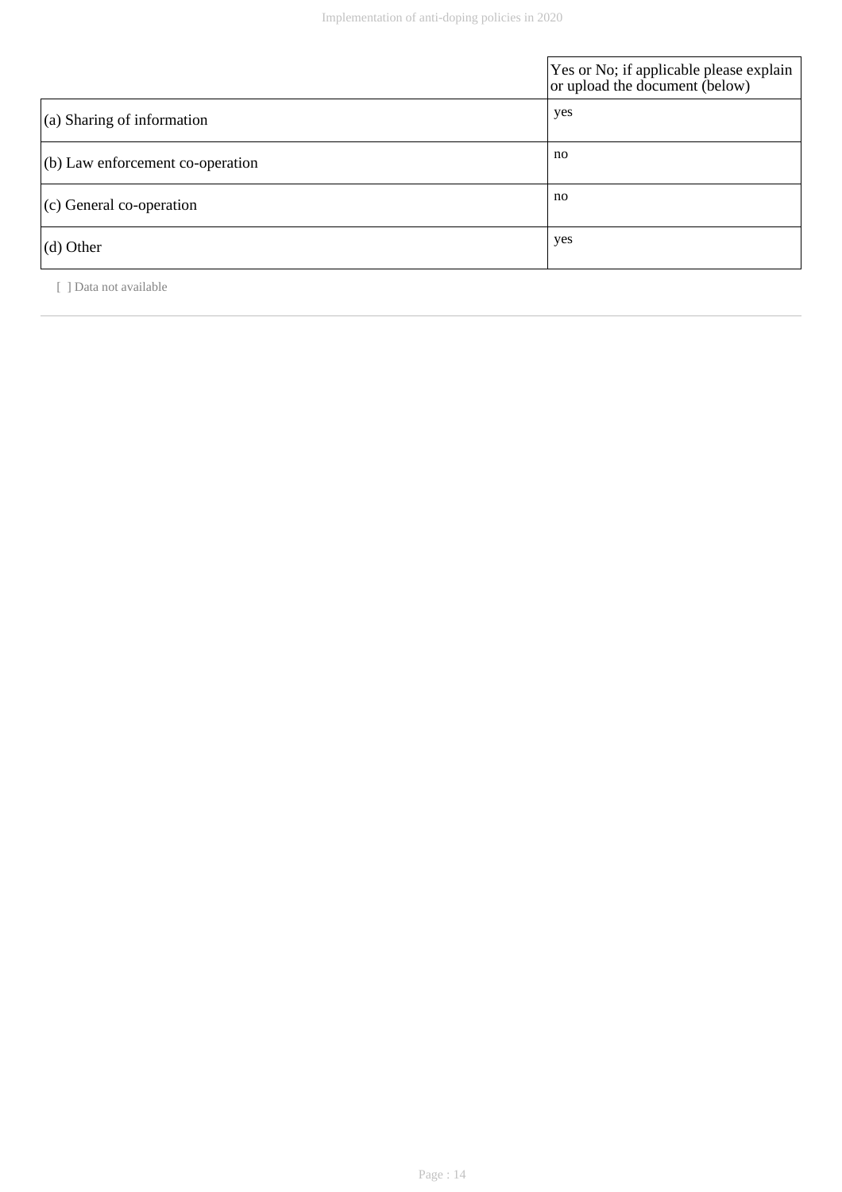| | Yes or No; if applicable please explain or upload the document (below) |
|---|---|
| (a) Sharing of information | yes |
| (b) Law enforcement co-operation | no |
| (c) General co-operation | no |
| (d) Other | yes |

[ ] Data not available